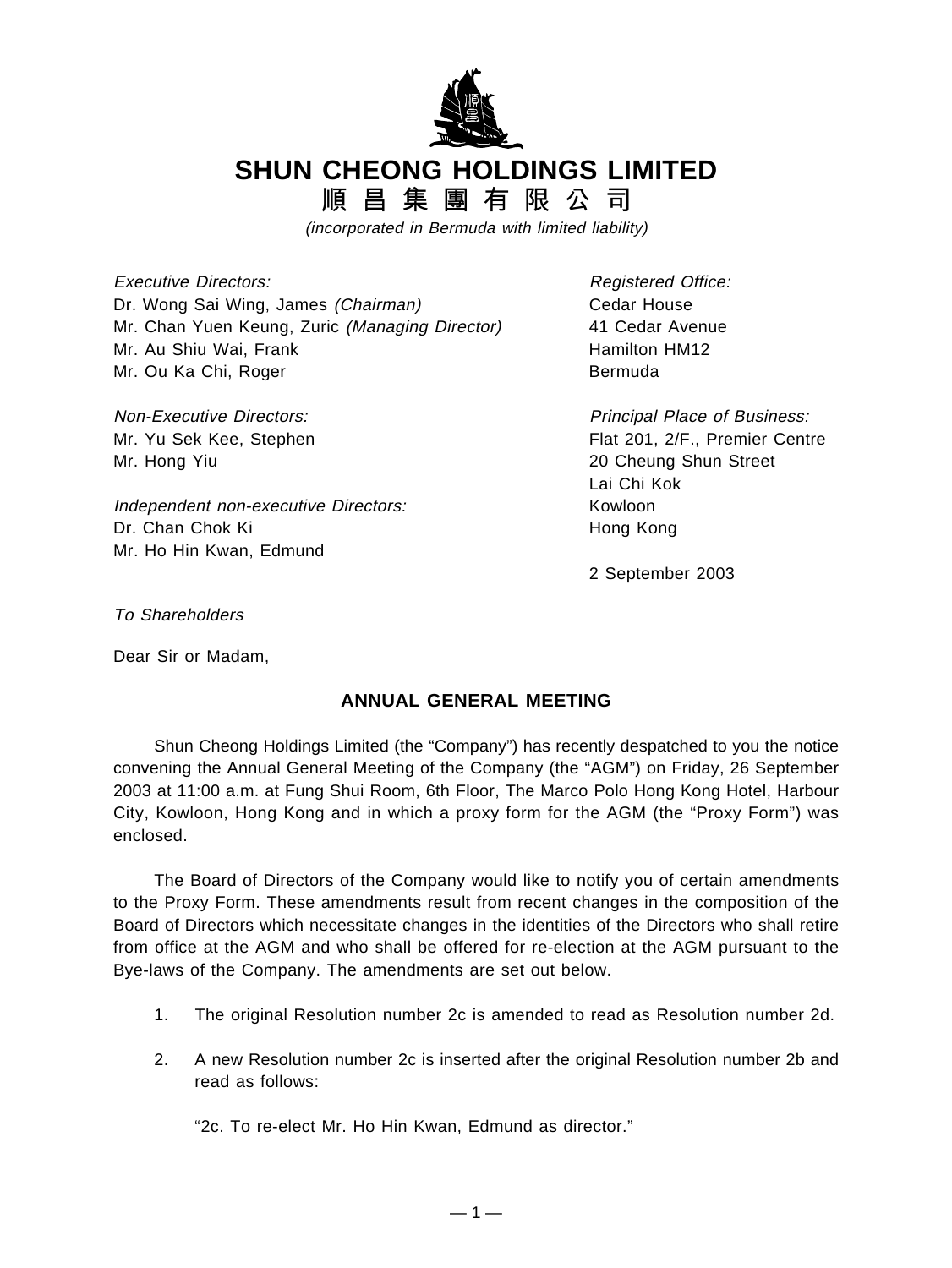# SHUN CHEONG HOLDINGS LIMITED

# 順昌集團有限公司

*(incorporated in Bermuda with limited liability)*

*Executive Directors:*
Dr. Wong Sai Wing, James *(Chairman)*
Mr. Chan Yuen Keung, Zuric *(Managing Director)*
Mr. Au Shiu Wai, Frank
Mr. Ou Ka Chi, Roger

*Non-Executive Directors:*
Mr. Yu Sek Kee, Stephen
Mr. Hong Yiu

*Independent non-executive Directors:*
Dr. Chan Chok Ki
Mr. Ho Hin Kwan, Edmund

*Registered Office:*
Cedar House
41 Cedar Avenue
Hamilton HM12
Bermuda

*Principal Place of Business:*
Flat 201, 2/F., Premier Centre
20 Cheung Shun Street
Lai Chi Kok
Kowloon
Hong Kong

2 September 2003

*To Shareholders*

Dear Sir or Madam,

## ANNUAL GENERAL MEETING

Shun Cheong Holdings Limited (the "Company") has recently despatched to you the notice convening the Annual General Meeting of the Company (the "AGM") on Friday, 26 September 2003 at 11:00 a.m. at Fung Shui Room, 6th Floor, The Marco Polo Hong Kong Hotel, Harbour City, Kowloon, Hong Kong and in which a proxy form for the AGM (the "Proxy Form") was enclosed.

The Board of Directors of the Company would like to notify you of certain amendments to the Proxy Form. These amendments result from recent changes in the composition of the Board of Directors which necessitate changes in the identities of the Directors who shall retire from office at the AGM and who shall be offered for re-election at the AGM pursuant to the Bye-laws of the Company. The amendments are set out below.

1. The original Resolution number 2c is amended to read as Resolution number 2d.

2. A new Resolution number 2c is inserted after the original Resolution number 2b and read as follows:

   "2c. To re-elect Mr. Ho Hin Kwan, Edmund as director."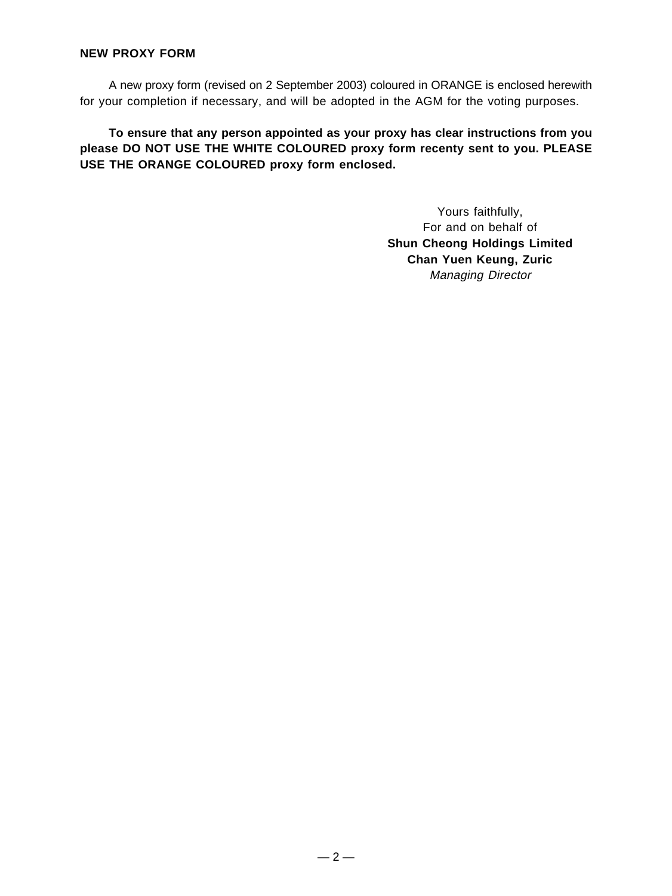**NEW PROXY FORM**

A new proxy form (revised on 2 September 2003) coloured in ORANGE is enclosed herewith for your completion if necessary, and will be adopted in the AGM for the voting purposes.

**To ensure that any person appointed as your proxy has clear instructions from you please DO NOT USE THE WHITE COLOURED proxy form recenty sent to you. PLEASE USE THE ORANGE COLOURED proxy form enclosed.**

Yours faithfully,
For and on behalf of
**Shun Cheong Holdings Limited**
**Chan Yuen Keung, Zuric**
*Managing Director*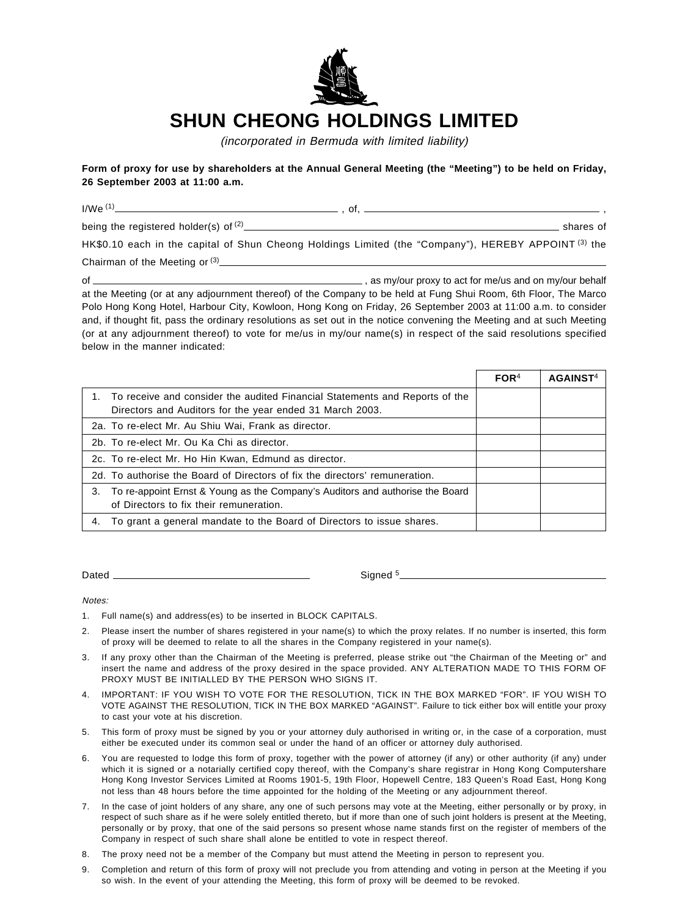# SHUN CHEONG HOLDINGS LIMITED

*(incorporated in Bermuda with limited liability)*

**Form of proxy for use by shareholders at the Annual General Meeting (the "Meeting") to be held on Friday, 26 September 2003 at 11:00 a.m.**

I/We [(1)] \_\_\_\_\_\_\_\_\_\_\_\_\_\_\_\_\_\_\_\_\_\_\_\_\_\_\_\_ , of, \_\_\_\_\_\_\_\_\_\_\_\_\_\_\_\_\_\_\_\_\_\_\_\_\_\_\_\_ ,

being the registered holder(s) of [(2)] \_\_\_\_\_\_\_\_\_\_\_\_\_\_\_\_\_\_\_\_\_\_\_\_\_\_\_\_ shares of HK$0.10 each in the capital of Shun Cheong Holdings Limited (the "Company"), HEREBY APPOINT [(3)] the Chairman of the Meeting or [(3)] \_\_\_\_\_\_\_\_\_\_\_\_\_\_\_\_\_\_\_\_\_\_\_\_\_\_\_\_

of \_\_\_\_\_\_\_\_\_\_\_\_\_\_\_\_\_\_\_\_\_\_\_\_\_\_\_\_ , as my/our proxy to act for me/us and on my/our behalf at the Meeting (or at any adjournment thereof) of the Company to be held at Fung Shui Room, 6th Floor, The Marco Polo Hong Kong Hotel, Harbour City, Kowloon, Hong Kong on Friday, 26 September 2003 at 11:00 a.m. to consider and, if thought fit, pass the ordinary resolutions as set out in the notice convening the Meeting and at such Meeting (or at any adjournment thereof) to vote for me/us in my/our name(s) in respect of the said resolutions specified below in the manner indicated:

| | FOR[4] | AGAINST[4] |
|---|---|---|
| 1. To receive and consider the audited Financial Statements and Reports of the Directors and Auditors for the year ended 31 March 2003. | | |
| 2a. To re-elect Mr. Au Shiu Wai, Frank as director. | | |
| 2b. To re-elect Mr. Ou Ka Chi as director. | | |
| 2c. To re-elect Mr. Ho Hin Kwan, Edmund as director. | | |
| 2d. To authorise the Board of Directors of fix the directors' remuneration. | | |
| 3. To re-appoint Ernst & Young as the Company's Auditors and authorise the Board of Directors to fix their remuneration. | | |
| 4. To grant a general mandate to the Board of Directors to issue shares. | | |

Dated \_\_\_\_\_\_\_\_\_\_\_\_\_\_\_\_\_\_\_\_ Signed [5] \_\_\_\_\_\_\_\_\_\_\_\_\_\_\_\_\_\_\_\_

*Notes:*

1. Full name(s) and address(es) to be inserted in BLOCK CAPITALS.
2. Please insert the number of shares registered in your name(s) to which the proxy relates. If no number is inserted, this form of proxy will be deemed to relate to all the shares in the Company registered in your name(s).
3. If any proxy other than the Chairman of the Meeting is preferred, please strike out "the Chairman of the Meeting or" and insert the name and address of the proxy desired in the space provided. ANY ALTERATION MADE TO THIS FORM OF PROXY MUST BE INITIALLED BY THE PERSON WHO SIGNS IT.
4. IMPORTANT: IF YOU WISH TO VOTE FOR THE RESOLUTION, TICK IN THE BOX MARKED "FOR". IF YOU WISH TO VOTE AGAINST THE RESOLUTION, TICK IN THE BOX MARKED "AGAINST". Failure to tick either box will entitle your proxy to cast your vote at his discretion.
5. This form of proxy must be signed by you or your attorney duly authorised in writing or, in the case of a corporation, must either be executed under its common seal or under the hand of an officer or attorney duly authorised.
6. You are requested to lodge this form of proxy, together with the power of attorney (if any) or other authority (if any) under which it is signed or a notarially certified copy thereof, with the Company's share registrar in Hong Kong Computershare Hong Kong Investor Services Limited at Rooms 1901-5, 19th Floor, Hopewell Centre, 183 Queen's Road East, Hong Kong not less than 48 hours before the time appointed for the holding of the Meeting or any adjournment thereof.
7. In the case of joint holders of any share, any one of such persons may vote at the Meeting, either personally or by proxy, in respect of such share as if he were solely entitled thereto, but if more than one of such joint holders is present at the Meeting, personally or by proxy, that one of the said persons so present whose name stands first on the register of members of the Company in respect of such share shall alone be entitled to vote in respect thereof.
8. The proxy need not be a member of the Company but must attend the Meeting in person to represent you.
9. Completion and return of this form of proxy will not preclude you from attending and voting in person at the Meeting if you so wish. In the event of your attending the Meeting, this form of proxy will be deemed to be revoked.